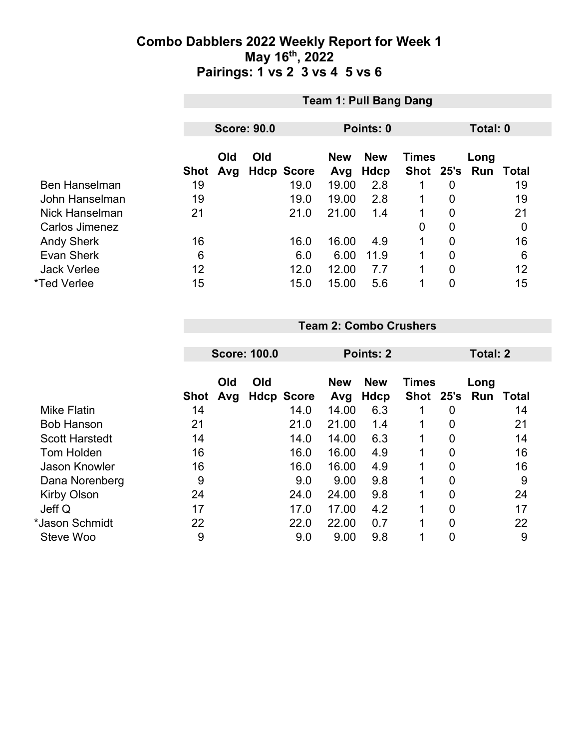# Combo Dabblers 2022 Weekly Report for Week 1

## May 16th, 2022

## Pairings: 1 vs 2  3 vs 4  5 vs 6

### Team 1: Pull Bang Dang

**Score: 90.0** | **Points: 0** | **Total: 0**

| | Shot | Old Avg | Old Hdcp | Score | New Avg | New Hdcp | Times Shot | 25's | Long Run | Total |
|---|---|---|---|---|---|---|---|---|---|---|
| Ben Hanselman | 19 | | | 19.0 | 19.00 | 2.8 | 1 | 0 | | 19 |
| John Hanselman | 19 | | | 19.0 | 19.00 | 2.8 | 1 | 0 | | 19 |
| Nick Hanselman | 21 | | | 21.0 | 21.00 | 1.4 | 1 | 0 | | 21 |
| Carlos Jimenez | | | | | | | 0 | 0 | | 0 |
| Andy Sherk | 16 | | | 16.0 | 16.00 | 4.9 | 1 | 0 | | 16 |
| Evan Sherk | 6 | | | 6.0 | 6.00 | 11.9 | 1 | 0 | | 6 |
| Jack Verlee | 12 | | | 12.0 | 12.00 | 7.7 | 1 | 0 | | 12 |
| *Ted Verlee | 15 | | | 15.0 | 15.00 | 5.6 | 1 | 0 | | 15 |

### Team 2: Combo Crushers

**Score: 100.0** | **Points: 2** | **Total: 2**

| | Shot | Old Avg | Old Hdcp | Score | New Avg | New Hdcp | Times Shot | 25's | Long Run | Total |
|---|---|---|---|---|---|---|---|---|---|---|
| Mike Flatin | 14 | | | 14.0 | 14.00 | 6.3 | 1 | 0 | | 14 |
| Bob Hanson | 21 | | | 21.0 | 21.00 | 1.4 | 1 | 0 | | 21 |
| Scott Harstedt | 14 | | | 14.0 | 14.00 | 6.3 | 1 | 0 | | 14 |
| Tom Holden | 16 | | | 16.0 | 16.00 | 4.9 | 1 | 0 | | 16 |
| Jason Knowler | 16 | | | 16.0 | 16.00 | 4.9 | 1 | 0 | | 16 |
| Dana Norenberg | 9 | | | 9.0 | 9.00 | 9.8 | 1 | 0 | | 9 |
| Kirby Olson | 24 | | | 24.0 | 24.00 | 9.8 | 1 | 0 | | 24 |
| Jeff Q | 17 | | | 17.0 | 17.00 | 4.2 | 1 | 0 | | 17 |
| *Jason Schmidt | 22 | | | 22.0 | 22.00 | 0.7 | 1 | 0 | | 22 |
| Steve Woo | 9 | | | 9.0 | 9.00 | 9.8 | 1 | 0 | | 9 |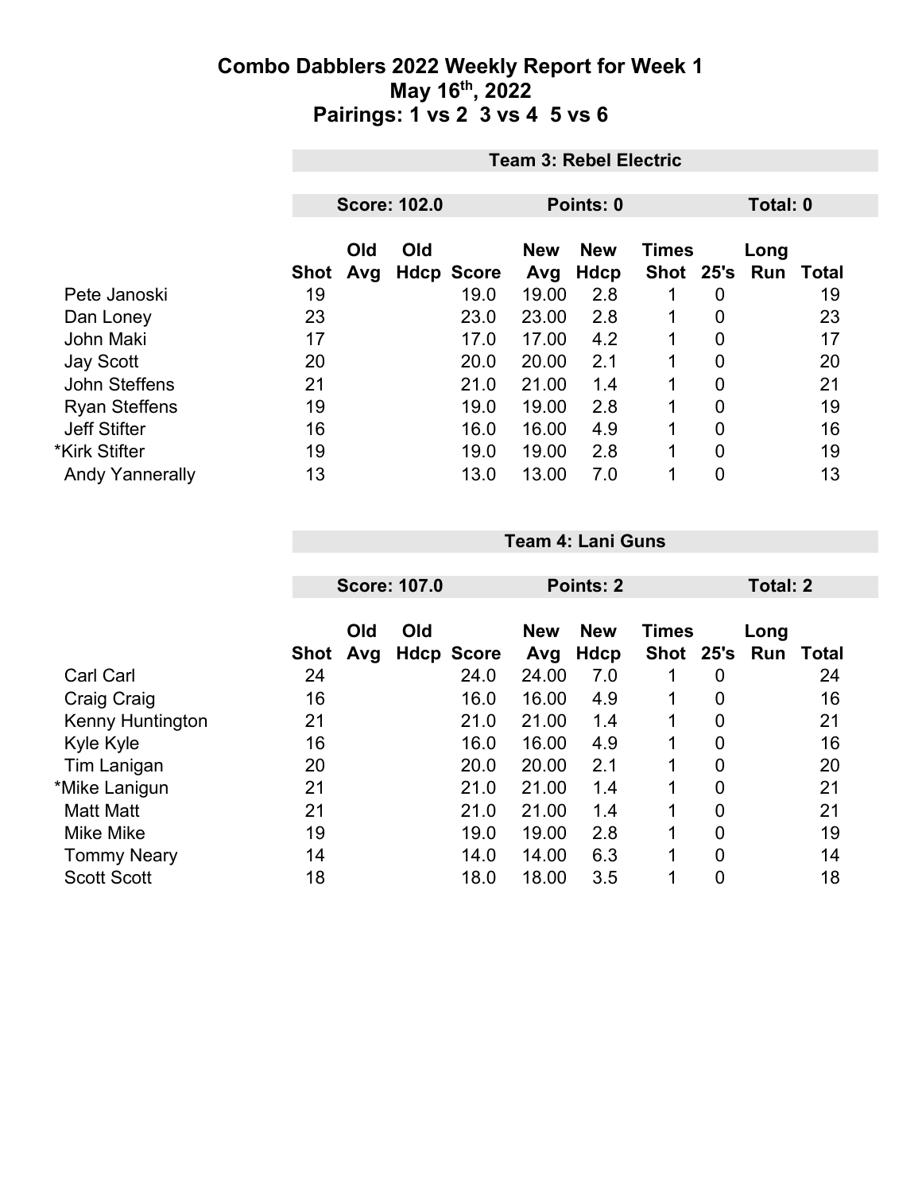# Combo Dabblers 2022 Weekly Report for Week 1
## May 16th, 2022
## Pairings: 1 vs 2 3 vs 4 5 vs 6

| | Team 3: Rebel Electric | | | | | | | | | |
|---|---|---|---|---|---|---|---|---|---|---|
| | Score: 102.0 | | | Points: 0 | | | Total: 0 | | | |
| | Shot | Old Avg | Old Hdcp | Score | New Avg | New Hdcp | Times Shot | 25's | Long Run | Total |
| Pete Janoski | 19 | | | 19.0 | 19.00 | 2.8 | 1 | 0 | | 19 |
| Dan Loney | 23 | | | 23.0 | 23.00 | 2.8 | 1 | 0 | | 23 |
| John Maki | 17 | | | 17.0 | 17.00 | 4.2 | 1 | 0 | | 17 |
| Jay Scott | 20 | | | 20.0 | 20.00 | 2.1 | 1 | 0 | | 20 |
| John Steffens | 21 | | | 21.0 | 21.00 | 1.4 | 1 | 0 | | 21 |
| Ryan Steffens | 19 | | | 19.0 | 19.00 | 2.8 | 1 | 0 | | 19 |
| Jeff Stifter | 16 | | | 16.0 | 16.00 | 4.9 | 1 | 0 | | 16 |
| *Kirk Stifter | 19 | | | 19.0 | 19.00 | 2.8 | 1 | 0 | | 19 |
| Andy Yannerally | 13 | | | 13.0 | 13.00 | 7.0 | 1 | 0 | | 13 |

| | Team 4: Lani Guns | | | | | | | | | |
|---|---|---|---|---|---|---|---|---|---|---|
| | Score: 107.0 | | | Points: 2 | | | Total: 2 | | | |
| | Shot | Old Avg | Old Hdcp | Score | New Avg | New Hdcp | Times Shot | 25's | Long Run | Total |
| Carl Carl | 24 | | | 24.0 | 24.00 | 7.0 | 1 | 0 | | 24 |
| Craig Craig | 16 | | | 16.0 | 16.00 | 4.9 | 1 | 0 | | 16 |
| Kenny Huntington | 21 | | | 21.0 | 21.00 | 1.4 | 1 | 0 | | 21 |
| Kyle Kyle | 16 | | | 16.0 | 16.00 | 4.9 | 1 | 0 | | 16 |
| Tim Lanigan | 20 | | | 20.0 | 20.00 | 2.1 | 1 | 0 | | 20 |
| *Mike Lanigun | 21 | | | 21.0 | 21.00 | 1.4 | 1 | 0 | | 21 |
| Matt Matt | 21 | | | 21.0 | 21.00 | 1.4 | 1 | 0 | | 21 |
| Mike Mike | 19 | | | 19.0 | 19.00 | 2.8 | 1 | 0 | | 19 |
| Tommy Neary | 14 | | | 14.0 | 14.00 | 6.3 | 1 | 0 | | 14 |
| Scott Scott | 18 | | | 18.0 | 18.00 | 3.5 | 1 | 0 | | 18 |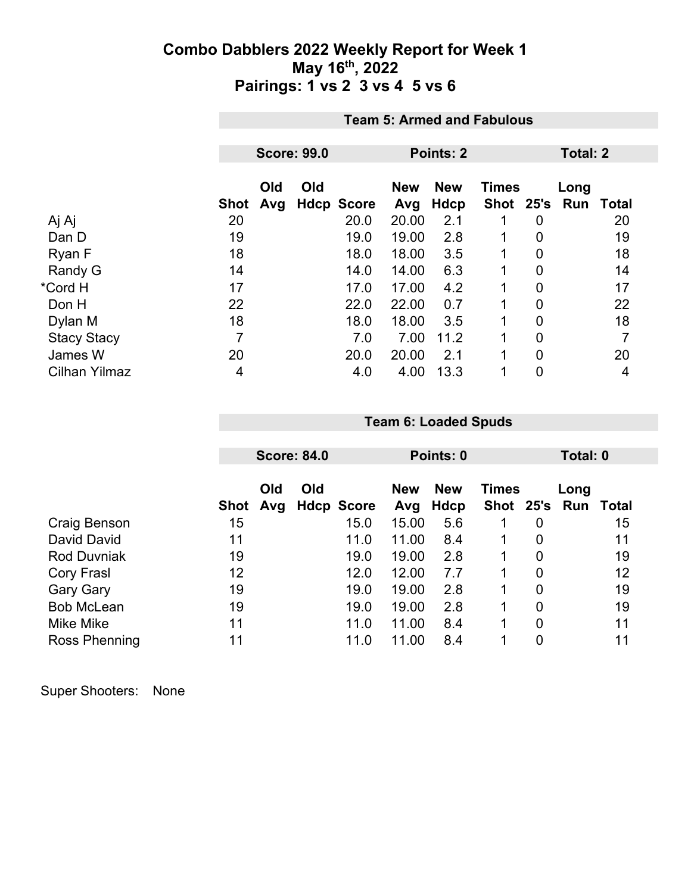# Combo Dabblers 2022 Weekly Report for Week 1
## May 16th, 2022
## Pairings: 1 vs 2 3 vs 4 5 vs 6

### Team 5: Armed and Fabulous

| Score: 99.0 | Points: 2 | Total: 2 |
|---|---|---|

| | Shot | Old Avg | Old Hdcp | Score | New Avg | New Hdcp | Times Shot | 25's | Long Run | Total |
|---|---|---|---|---|---|---|---|---|---|---|
| Aj Aj | 20 | | | 20.0 | 20.00 | 2.1 | 1 | 0 | | 20 |
| Dan D | 19 | | | 19.0 | 19.00 | 2.8 | 1 | 0 | | 19 |
| Ryan F | 18 | | | 18.0 | 18.00 | 3.5 | 1 | 0 | | 18 |
| Randy G | 14 | | | 14.0 | 14.00 | 6.3 | 1 | 0 | | 14 |
| *Cord H | 17 | | | 17.0 | 17.00 | 4.2 | 1 | 0 | | 17 |
| Don H | 22 | | | 22.0 | 22.00 | 0.7 | 1 | 0 | | 22 |
| Dylan M | 18 | | | 18.0 | 18.00 | 3.5 | 1 | 0 | | 18 |
| Stacy Stacy | 7 | | | 7.0 | 7.00 | 11.2 | 1 | 0 | | 7 |
| James W | 20 | | | 20.0 | 20.00 | 2.1 | 1 | 0 | | 20 |
| Cilhan Yilmaz | 4 | | | 4.0 | 4.00 | 13.3 | 1 | 0 | | 4 |

### Team 6: Loaded Spuds

| Score: 84.0 | Points: 0 | Total: 0 |
|---|---|---|

| | Shot | Old Avg | Old Hdcp | Score | New Avg | New Hdcp | Times Shot | 25's | Long Run | Total |
|---|---|---|---|---|---|---|---|---|---|---|
| Craig Benson | 15 | | | 15.0 | 15.00 | 5.6 | 1 | 0 | | 15 |
| David David | 11 | | | 11.0 | 11.00 | 8.4 | 1 | 0 | | 11 |
| Rod Duvniak | 19 | | | 19.0 | 19.00 | 2.8 | 1 | 0 | | 19 |
| Cory Frasl | 12 | | | 12.0 | 12.00 | 7.7 | 1 | 0 | | 12 |
| Gary Gary | 19 | | | 19.0 | 19.00 | 2.8 | 1 | 0 | | 19 |
| Bob McLean | 19 | | | 19.0 | 19.00 | 2.8 | 1 | 0 | | 19 |
| Mike Mike | 11 | | | 11.0 | 11.00 | 8.4 | 1 | 0 | | 11 |
| Ross Phenning | 11 | | | 11.0 | 11.00 | 8.4 | 1 | 0 | | 11 |

Super Shooters: None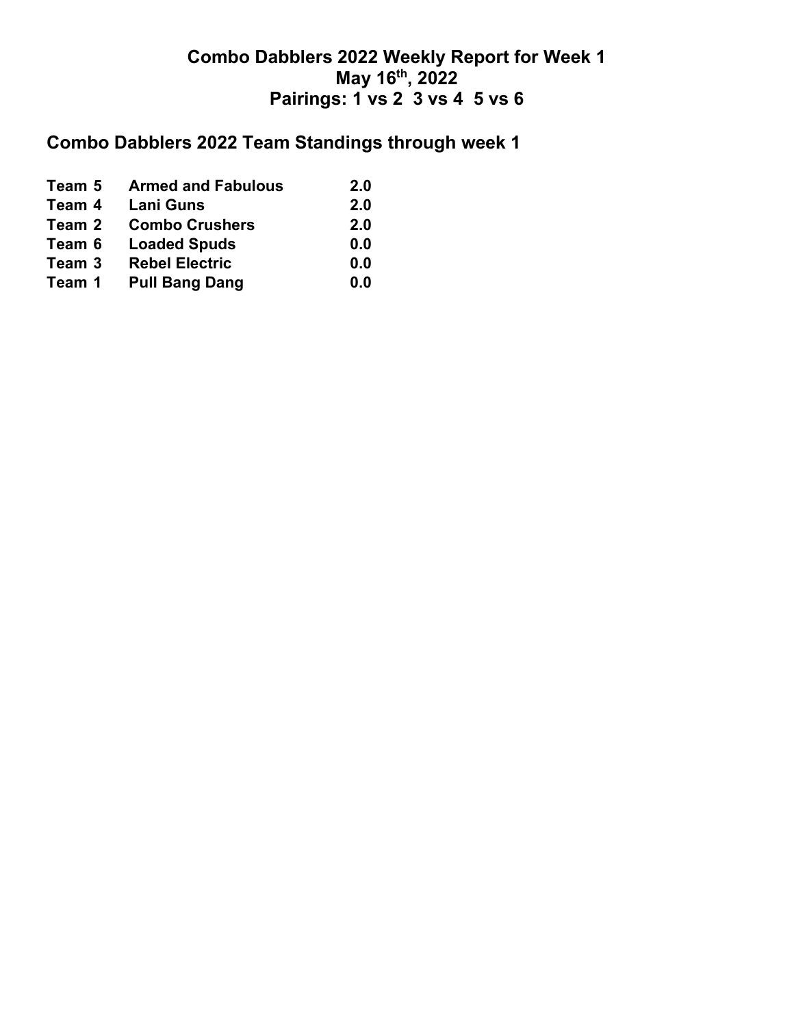**Combo Dabblers 2022 Weekly Report for Week 1**
**May 16th, 2022**
**Pairings: 1 vs 2  3 vs 4  5 vs 6**

## Combo Dabblers 2022 Team Standings through week 1

| Team | Name | Points |
|---|---|---|
| Team 5 | Armed and Fabulous | 2.0 |
| Team 4 | Lani Guns | 2.0 |
| Team 2 | Combo Crushers | 2.0 |
| Team 6 | Loaded Spuds | 0.0 |
| Team 3 | Rebel Electric | 0.0 |
| Team 1 | Pull Bang Dang | 0.0 |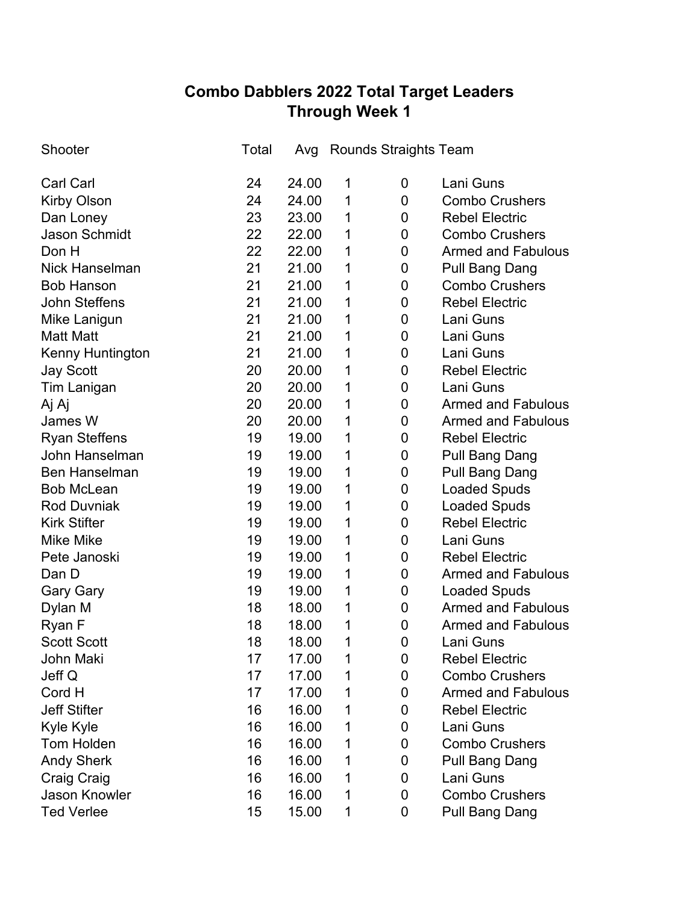# Combo Dabblers 2022 Total Target Leaders
## Through Week 1

| Shooter | Total | Avg | Rounds | Straights | Team |
|---|---|---|---|---|---|
| Carl Carl | 24 | 24.00 | 1 | 0 | Lani Guns |
| Kirby Olson | 24 | 24.00 | 1 | 0 | Combo Crushers |
| Dan Loney | 23 | 23.00 | 1 | 0 | Rebel Electric |
| Jason Schmidt | 22 | 22.00 | 1 | 0 | Combo Crushers |
| Don H | 22 | 22.00 | 1 | 0 | Armed and Fabulous |
| Nick Hanselman | 21 | 21.00 | 1 | 0 | Pull Bang Dang |
| Bob Hanson | 21 | 21.00 | 1 | 0 | Combo Crushers |
| John Steffens | 21 | 21.00 | 1 | 0 | Rebel Electric |
| Mike Lanigun | 21 | 21.00 | 1 | 0 | Lani Guns |
| Matt Matt | 21 | 21.00 | 1 | 0 | Lani Guns |
| Kenny Huntington | 21 | 21.00 | 1 | 0 | Lani Guns |
| Jay Scott | 20 | 20.00 | 1 | 0 | Rebel Electric |
| Tim Lanigan | 20 | 20.00 | 1 | 0 | Lani Guns |
| Aj Aj | 20 | 20.00 | 1 | 0 | Armed and Fabulous |
| James W | 20 | 20.00 | 1 | 0 | Armed and Fabulous |
| Ryan Steffens | 19 | 19.00 | 1 | 0 | Rebel Electric |
| John Hanselman | 19 | 19.00 | 1 | 0 | Pull Bang Dang |
| Ben Hanselman | 19 | 19.00 | 1 | 0 | Pull Bang Dang |
| Bob McLean | 19 | 19.00 | 1 | 0 | Loaded Spuds |
| Rod Duvniak | 19 | 19.00 | 1 | 0 | Loaded Spuds |
| Kirk Stifter | 19 | 19.00 | 1 | 0 | Rebel Electric |
| Mike Mike | 19 | 19.00 | 1 | 0 | Lani Guns |
| Pete Janoski | 19 | 19.00 | 1 | 0 | Rebel Electric |
| Dan D | 19 | 19.00 | 1 | 0 | Armed and Fabulous |
| Gary Gary | 19 | 19.00 | 1 | 0 | Loaded Spuds |
| Dylan M | 18 | 18.00 | 1 | 0 | Armed and Fabulous |
| Ryan F | 18 | 18.00 | 1 | 0 | Armed and Fabulous |
| Scott Scott | 18 | 18.00 | 1 | 0 | Lani Guns |
| John Maki | 17 | 17.00 | 1 | 0 | Rebel Electric |
| Jeff Q | 17 | 17.00 | 1 | 0 | Combo Crushers |
| Cord H | 17 | 17.00 | 1 | 0 | Armed and Fabulous |
| Jeff Stifter | 16 | 16.00 | 1 | 0 | Rebel Electric |
| Kyle Kyle | 16 | 16.00 | 1 | 0 | Lani Guns |
| Tom Holden | 16 | 16.00 | 1 | 0 | Combo Crushers |
| Andy Sherk | 16 | 16.00 | 1 | 0 | Pull Bang Dang |
| Craig Craig | 16 | 16.00 | 1 | 0 | Lani Guns |
| Jason Knowler | 16 | 16.00 | 1 | 0 | Combo Crushers |
| Ted Verlee | 15 | 15.00 | 1 | 0 | Pull Bang Dang |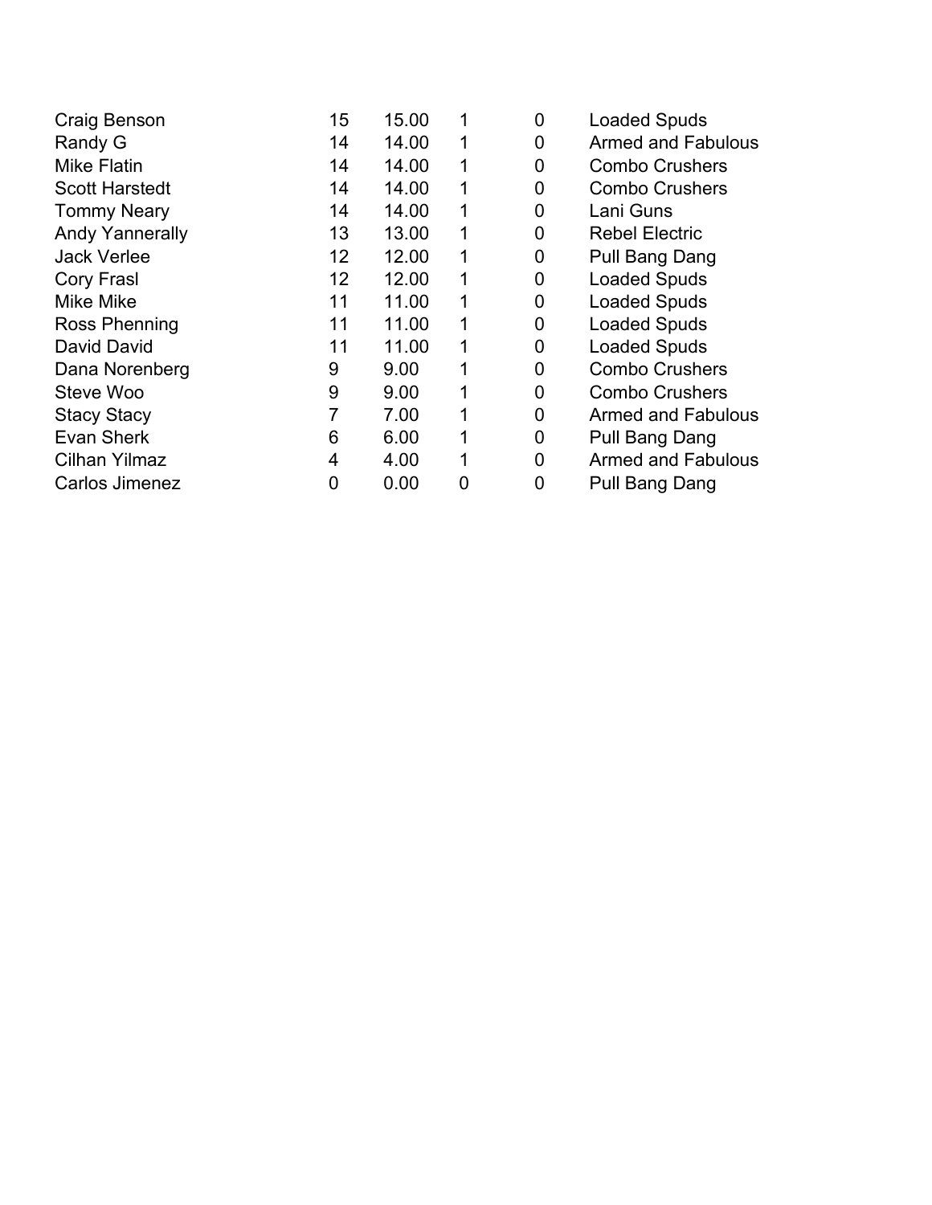| | | | | | |
|---|---|---|---|---|---|
| Craig Benson | 15 | 15.00 | 1 | 0 | Loaded Spuds |
| Randy G | 14 | 14.00 | 1 | 0 | Armed and Fabulous |
| Mike Flatin | 14 | 14.00 | 1 | 0 | Combo Crushers |
| Scott Harstedt | 14 | 14.00 | 1 | 0 | Combo Crushers |
| Tommy Neary | 14 | 14.00 | 1 | 0 | Lani Guns |
| Andy Yannerally | 13 | 13.00 | 1 | 0 | Rebel Electric |
| Jack Verlee | 12 | 12.00 | 1 | 0 | Pull Bang Dang |
| Cory Frasl | 12 | 12.00 | 1 | 0 | Loaded Spuds |
| Mike Mike | 11 | 11.00 | 1 | 0 | Loaded Spuds |
| Ross Phenning | 11 | 11.00 | 1 | 0 | Loaded Spuds |
| David David | 11 | 11.00 | 1 | 0 | Loaded Spuds |
| Dana Norenberg | 9 | 9.00 | 1 | 0 | Combo Crushers |
| Steve Woo | 9 | 9.00 | 1 | 0 | Combo Crushers |
| Stacy Stacy | 7 | 7.00 | 1 | 0 | Armed and Fabulous |
| Evan Sherk | 6 | 6.00 | 1 | 0 | Pull Bang Dang |
| Cilhan Yilmaz | 4 | 4.00 | 1 | 0 | Armed and Fabulous |
| Carlos Jimenez | 0 | 0.00 | 0 | 0 | Pull Bang Dang |